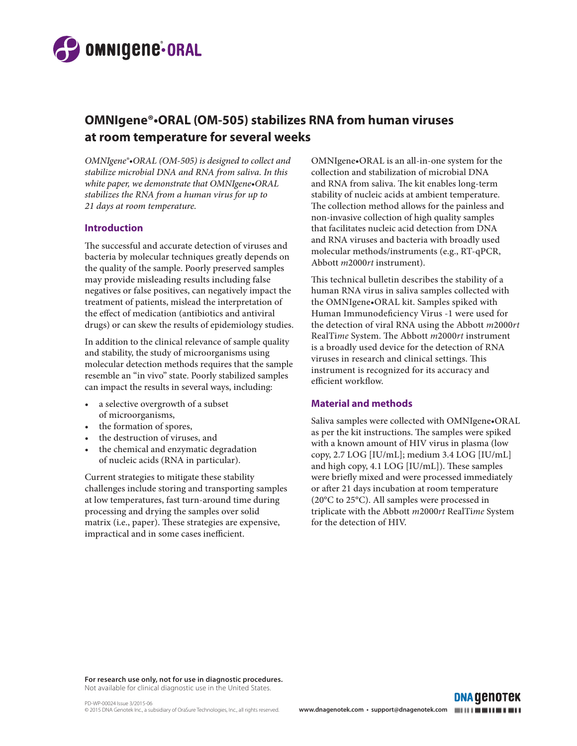# OMNIgene®•ORAL (OM-505) stabilizes RNA from human viruses at room temperature for several weeks

*OMNIgene®•ORAL (OM-505) is designed to collect and stabilize microbial DNA and RNA from saliva. In this white paper, we demonstrate that OMNIgene•ORAL stabilizes the RNA from a human virus for up to 21 days at room temperature.*

## Introduction

The successful and accurate detection of viruses and bacteria by molecular techniques greatly depends on the quality of the sample. Poorly preserved samples may provide misleading results including false negatives or false positives, can negatively impact the treatment of patients, mislead the interpretation of the effect of medication (antibiotics and antiviral drugs) or can skew the results of epidemiology studies.

In addition to the clinical relevance of sample quality and stability, the study of microorganisms using molecular detection methods requires that the sample resemble an "in vivo" state. Poorly stabilized samples can impact the results in several ways, including:

- a selective overgrowth of a subset of microorganisms,
- the formation of spores,
- the destruction of viruses, and
- the chemical and enzymatic degradation of nucleic acids (RNA in particular).

Current strategies to mitigate these stability challenges include storing and transporting samples at low temperatures, fast turn-around time during processing and drying the samples over solid matrix (i.e., paper). These strategies are expensive, impractical and in some cases inefficient.

OMNIgene•ORAL is an all-in-one system for the collection and stabilization of microbial DNA and RNA from saliva. The kit enables long-term stability of nucleic acids at ambient temperature. The collection method allows for the painless and non-invasive collection of high quality samples that facilitates nucleic acid detection from DNA and RNA viruses and bacteria with broadly used molecular methods/instruments (e.g., RT-qPCR, Abbott *m*2000*rt* instrument).

This technical bulletin describes the stability of a human RNA virus in saliva samples collected with the OMNIgene•ORAL kit. Samples spiked with Human Immunodeficiency Virus -1 were used for the detection of viral RNA using the Abbott *m*2000*rt* RealTi*me* System. The Abbott *m*2000*rt* instrument is a broadly used device for the detection of RNA viruses in research and clinical settings. This instrument is recognized for its accuracy and efficient workflow.

## Material and methods

Saliva samples were collected with OMNIgene•ORAL as per the kit instructions. The samples were spiked with a known amount of HIV virus in plasma (low copy, 2.7 LOG [IU/mL]; medium 3.4 LOG [IU/mL] and high copy, 4.1 LOG [IU/mL]). These samples were briefly mixed and were processed immediately or after 21 days incubation at room temperature (20°C to 25°C). All samples were processed in triplicate with the Abbott *m*2000*rt* RealTi*me* System for the detection of HIV.

**For research use only, not for use in diagnostic procedures.**
Not available for clinical diagnostic use in the United States.

PD-WP-00024 Issue 3/2015-06
© 2015 DNA Genotek Inc., a subsidiary of OraSure Technologies, Inc., all rights reserved.

www.dnagenotek.com • support@dnagenotek.com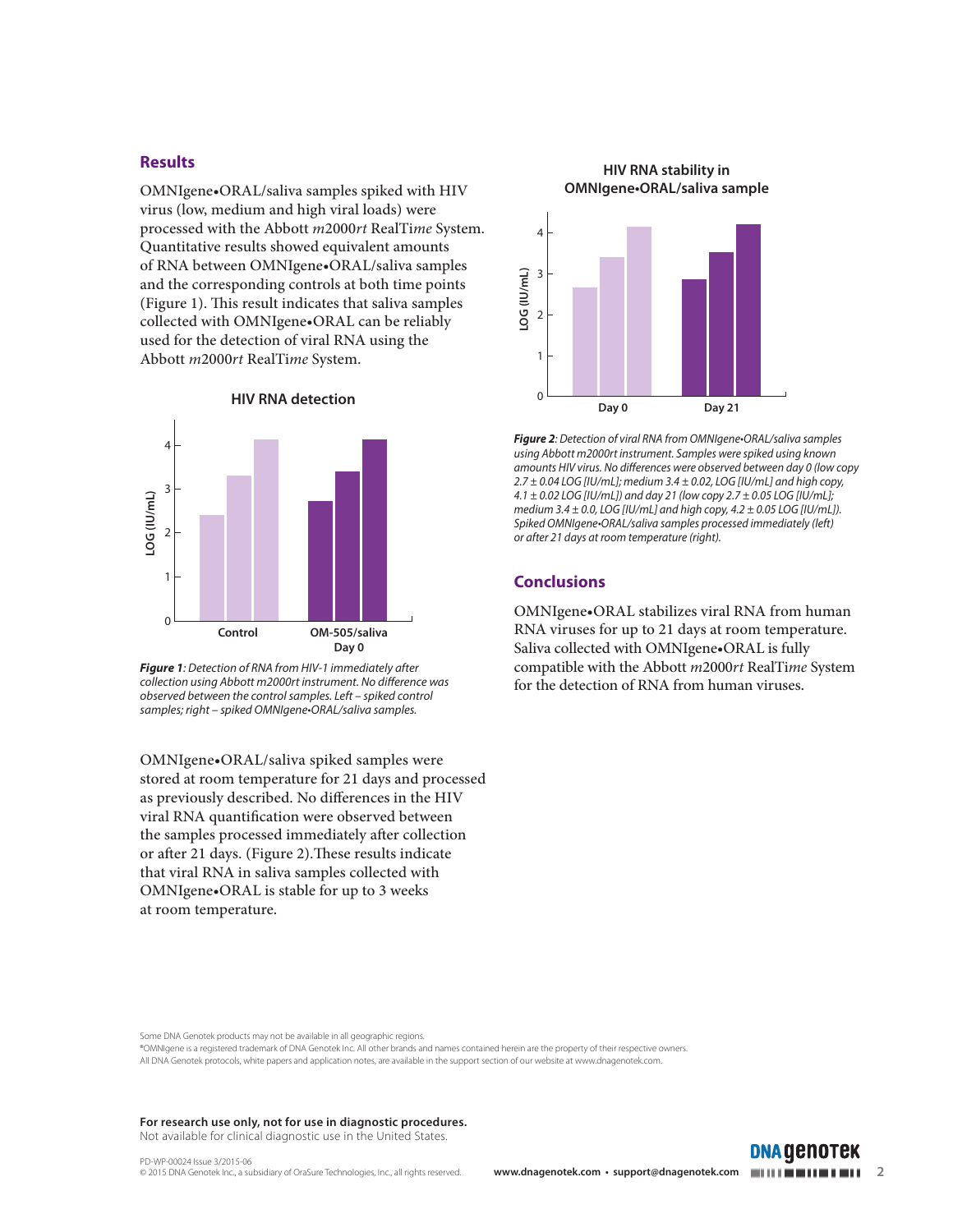## Results

OMNIgene•ORAL/saliva samples spiked with HIV virus (low, medium and high viral loads) were processed with the Abbott *m*2000*rt* RealTi*me* System. Quantitative results showed equivalent amounts of RNA between OMNIgene•ORAL/saliva samples and the corresponding controls at both time points (Figure 1). This result indicates that saliva samples collected with OMNIgene•ORAL can be reliably used for the detection of viral RNA using the Abbott *m*2000*rt* RealTi*me* System.

**HIV RNA detection**

LOG (IU/mL)

0
1
2
3
4

Control

OM-505/saliva
Day 0

***Figure 1**: Detection of RNA from HIV-1 immediately after collection using Abbott m2000rt instrument. No difference was observed between the control samples. Left – spiked control samples; right – spiked OMNIgene•ORAL/saliva samples.*

OMNIgene•ORAL/saliva spiked samples were stored at room temperature for 21 days and processed as previously described. No differences in the HIV viral RNA quantification were observed between the samples processed immediately after collection or after 21 days. (Figure 2).These results indicate that viral RNA in saliva samples collected with OMNIgene•ORAL is stable for up to 3 weeks at room temperature.

**HIV RNA stability in OMNIgene•ORAL/saliva sample**

LOG (IU/mL)

0
1
2
3
4

Day 0

Day 21

***Figure 2**: Detection of viral RNA from OMNIgene•ORAL/saliva samples using Abbott m2000rt instrument. Samples were spiked using known amounts HIV virus. No differences were observed between day 0 (low copy 2.7 ± 0.04 LOG [IU/mL]; medium 3.4 ± 0.02, LOG [IU/mL] and high copy, 4.1 ± 0.02 LOG [IU/mL]) and day 21 (low copy 2.7 ± 0.05 LOG [IU/mL]; medium 3.4 ± 0.0, LOG [IU/mL] and high copy, 4.2 ± 0.05 LOG [IU/mL]). Spiked OMNIgene•ORAL/saliva samples processed immediately (left) or after 21 days at room temperature (right).*

## Conclusions

OMNIgene•ORAL stabilizes viral RNA from human RNA viruses for up to 21 days at room temperature. Saliva collected with OMNIgene•ORAL is fully compatible with the Abbott *m*2000*rt* RealTi*me* System for the detection of RNA from human viruses.

Some DNA Genotek products may not be available in all geographic regions.
®OMNIgene is a registered trademark of DNA Genotek Inc. All other brands and names contained herein are the property of their respective owners.
All DNA Genotek protocols, white papers and application notes, are available in the support section of our website at www.dnagenotek.com.

**For research use only, not for use in diagnostic procedures.**
Not available for clinical diagnostic use in the United States.

PD-WP-00024 Issue 3/2015-06
© 2015 DNA Genotek Inc., a subsidiary of OraSure Technologies, Inc., all rights reserved.

**www.dnagenotek.com • support@dnagenotek.com**